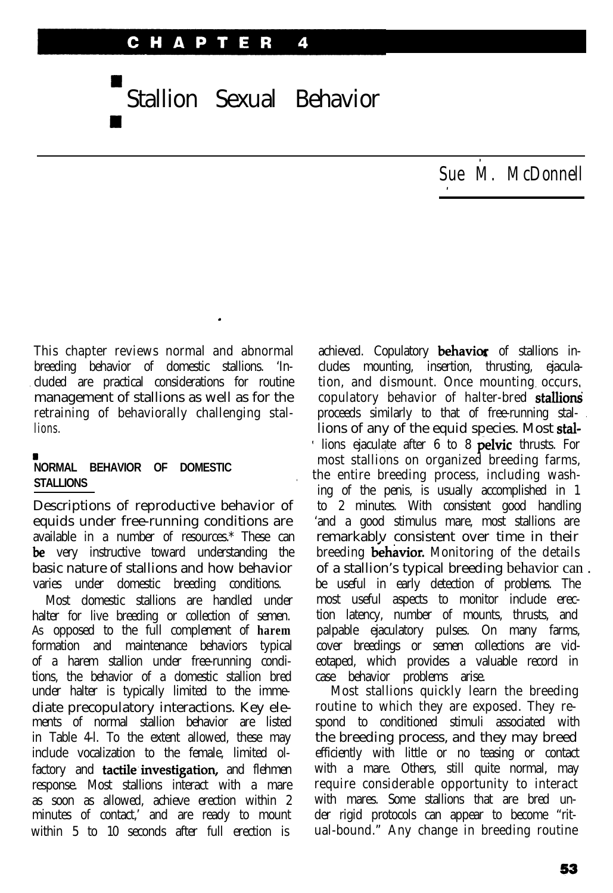# CHAPTER 4

# Stallion Sexual Behavior

*Sue M. McDonnell*

This chapter reviews normal and abnormal breeding behavior of domestic stallions. Included are practical considerations for routine management of stallions as well as for the retraining of behaviorally challenging stallions.

## NORMAL BEHAVIOR OF DOMESTIC STALLIONS

Descriptions of reproductive behavior of equids under free-running conditions are available in a number of resources.* These can be very instructive toward understanding the basic nature of stallions and how behavior varies under domestic breeding conditions.

Most domestic stallions are handled under halter for live breeding or collection of semen. As opposed to the full complement of harem formation and maintenance behaviors typical of a harem stallion under free-running conditions, the behavior of a domestic stallion bred under halter is typically limited to the immediate precopulatory interactions. Key elements of normal stallion behavior are listed in Table 4-1. To the extent allowed, these may include vocalization to the female, limited olfactory and tactile investigation, and flehmen response. Most stallions interact with a mare as soon as allowed, achieve erection within 2 minutes of contact,' and are ready to mount within 5 to 10 seconds after full erection is achieved. Copulatory behavior of stallions includes mounting, insertion, thrusting, ejaculation, and dismount. Once mounting occurs, copulatory behavior of halter-bred stallions proceeds similarly to that of free-running stallions of any of the equid species. Most stallions ejaculate after 6 to 8 pelvic thrusts. For most stallions on organized breeding farms, the entire breeding process, including washing of the penis, is usually accomplished in 1 to 2 minutes. With consistent good handling and a good stimulus mare, most stallions are remarkably consistent over time in their breeding behavior. Monitoring of the details of a stallion's typical breeding behavior can be useful in early detection of problems. The most useful aspects to monitor include erection latency, number of mounts, thrusts, and palpable ejaculatory pulses. On many farms, cover breedings or semen collections are videotaped, which provides a valuable record in case behavior problems arise.

Most stallions quickly learn the breeding routine to which they are exposed. They respond to conditioned stimuli associated with the breeding process, and they may breed efficiently with little or no teasing or contact with a mare. Others, still quite normal, may require considerable opportunity to interact with mares. Some stallions that are bred under rigid protocols can appear to become "ritual-bound." Any change in breeding routine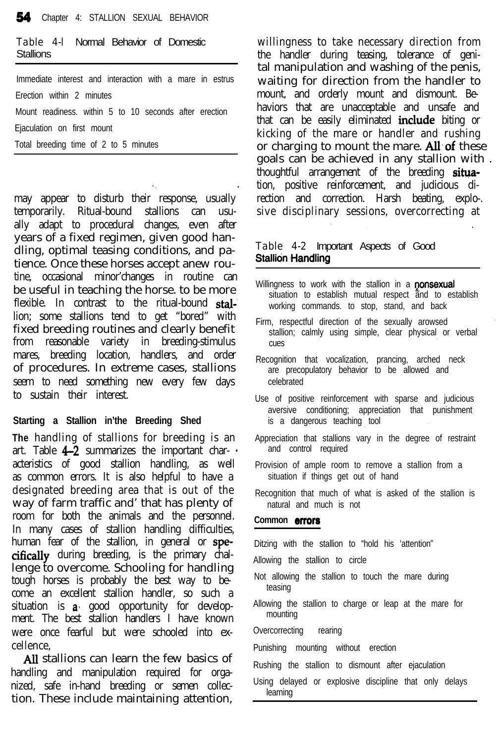Table 4-1 Normal Behavior of Domestic Stallions

| |
|---|
| Immediate interest and interaction with a mare in estrus |
| Erection within 2 minutes |
| Mount readiness within 5 to 10 seconds after erection |
| Ejaculation on first mount |
| Total breeding time of 2 to 5 minutes |

may appear to disturb their response, usually temporarily. Ritual-bound stallions can usually adapt to procedural changes, even after years of a fixed regimen, given good handling, optimal teasing conditions, and patience. Once these horses accept anew routine, occasional minor changes in routine can be useful in teaching the horse to be more flexible. In contrast to the ritual-bound stallion, some stallions tend to get "bored" with fixed breeding routines and clearly benefit from reasonable variety in breeding-stimulus mares, breeding location, handlers, and order of procedures. In extreme cases, stallions seem to need something new every few days to sustain their interest.

**Starting a Stallion in the Breeding Shed**

**The** handling of stallions for breeding is an art. Table 4-2 summarizes the important characteristics of good stallion handling, as well as common errors. It is also helpful to have a designated breeding area that is out of the way of farm traffic and that has plenty of room for both the animals and the personnel. In many cases of stallion handling difficulties, human fear of the stallion, in general or specifically during breeding, is the primary challenge to overcome. Schooling for handling tough horses is probably the best way to become an excellent stallion handler, so such a situation is a good opportunity for development. The best stallion handlers I have known were once fearful but were schooled into excellence.

All stallions can learn the few basics of handling and manipulation required for organized, safe in-hand breeding or semen collection. These include maintaining attention, willingness to take necessary direction from the handler during teasing, tolerance of genital manipulation and washing of the penis, waiting for direction from the handler to mount, and orderly mount and dismount. Behaviors that are unacceptable and unsafe and that can be easily eliminated include biting or kicking of the mare or handler and rushing or charging to mount the mare. All of these goals can be achieved in any stallion with thoughtful arrangement of the breeding situation, positive reinforcement, and judicious direction and correction. Harsh beating, explosive disciplinary sessions, overcorrecting at

Table 4-2 Important Aspects of Good Stallion Handling

| |
|---|
| Willingness to work with the stallion in a nonsexual situation to establish mutual respect and to establish working commands to stop, stand, and back |
| Firm, respectful direction of the sexually arowsed stallion; calmly using simple, clear physical or verbal cues |
| Recognition that vocalization, prancing, arched neck are precopulatory behavior to be allowed and celebrated |
| Use of positive reinforcement with sparse and judicious aversive conditioning; appreciation that punishment is a dangerous teaching tool |
| Appreciation that stallions vary in the degree of restraint and control required |
| Provision of ample room to remove a stallion from a situation if things get out of hand |
| Recognition that much of what is asked of the stallion is natural and much is not |
| **Common errors** |
| Ditzing with the stallion to "hold his 'attention" |
| Allowing the stallion to circle |
| Not allowing the stallion to touch the mare during teasing |
| Allowing the stallion to charge or leap at the mare for mounting |
| Overcorrecting rearing |
| Punishing mounting without erection |
| Rushing the stallion to dismount after ejaculation |
| Using delayed or explosive discipline that only delays learning |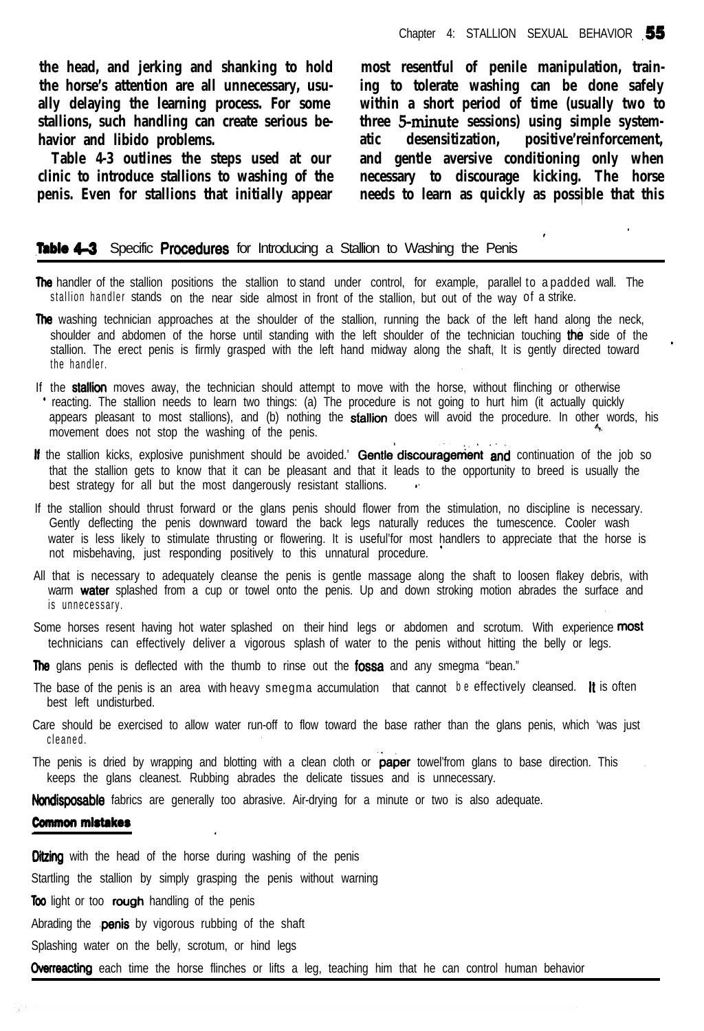**the head, and jerking and shanking to hold the horse's attention are all unnecessary, usually delaying the learning process. For some stallions, such handling can create serious behavior and libido problems.**

**Table 4-3 outlines the steps used at our clinic to introduce stallions to washing of the penis. Even for stallions that initially appear most resentful of penile manipulation, training to tolerate washing can be done safely within a short period of time (usually two to three 5-minute sessions) using simple systematic desensitization, positive reinforcement, and gentle aversive conditioning only when necessary to discourage kicking. The horse needs to learn as quickly as possible that this**

**Table 4-3** Specific Procedures for Introducing a Stallion to Washing the Penis

The handler of the stallion positions the stallion to stand under control, for example, parallel to a padded wall. The stallion handler stands on the near side almost in front of the stallion, but out of the way of a strike.

The washing technician approaches at the shoulder of the stallion, running the back of the left hand along the neck, shoulder and abdomen of the horse until standing with the left shoulder of the technician touching the side of the stallion. The erect penis is firmly grasped with the left hand midway along the shaft, It is gently directed toward the handler.

If the stallion moves away, the technician should attempt to move with the horse, without flinching or otherwise reacting. The stallion needs to learn two things: (a) The procedure is not going to hurt him (it actually quickly appears pleasant to most stallions), and (b) nothing the stallion does will avoid the procedure. In other words, his movement does not stop the washing of the penis.

If the stallion kicks, explosive punishment should be avoided.' Gentle discouragement and continuation of the job so that the stallion gets to know that it can be pleasant and that it leads to the opportunity to breed is usually the best strategy for all but the most dangerously resistant stallions.

If the stallion should thrust forward or the glans penis should flower from the stimulation, no discipline is necessary. Gently deflecting the penis downward toward the back legs naturally reduces the tumescence. Cooler wash water is less likely to stimulate thrusting or flowering. It is useful for most handlers to appreciate that the horse is not misbehaving, just responding positively to this unnatural procedure.

All that is necessary to adequately cleanse the penis is gentle massage along the shaft to loosen flakey debris, with warm water splashed from a cup or towel onto the penis. Up and down stroking motion abrades the surface and is unnecessary.

Some horses resent having hot water splashed on their hind legs or abdomen and scrotum. With experience most technicians can effectively deliver a vigorous splash of water to the penis without hitting the belly or legs.

The glans penis is deflected with the thumb to rinse out the fossa and any smegma "bean."

The base of the penis is an area with heavy smegma accumulation that cannot be effectively cleansed. It is often best left undisturbed.

Care should be exercised to allow water run-off to flow toward the base rather than the glans penis, which was just cleaned.

The penis is dried by wrapping and blotting with a clean cloth or paper towel from glans to base direction. This keeps the glans cleanest. Rubbing abrades the delicate tissues and is unnecessary.

Nondisposable fabrics are generally too abrasive. Air-drying for a minute or two is also adequate.

**Common mistakes**

Ditzing with the head of the horse during washing of the penis

Startling the stallion by simply grasping the penis without warning

Too light or too rough handling of the penis

Abrading the penis by vigorous rubbing of the shaft

Splashing water on the belly, scrotum, or hind legs

Overreacting each time the horse flinches or lifts a leg, teaching him that he can control human behavior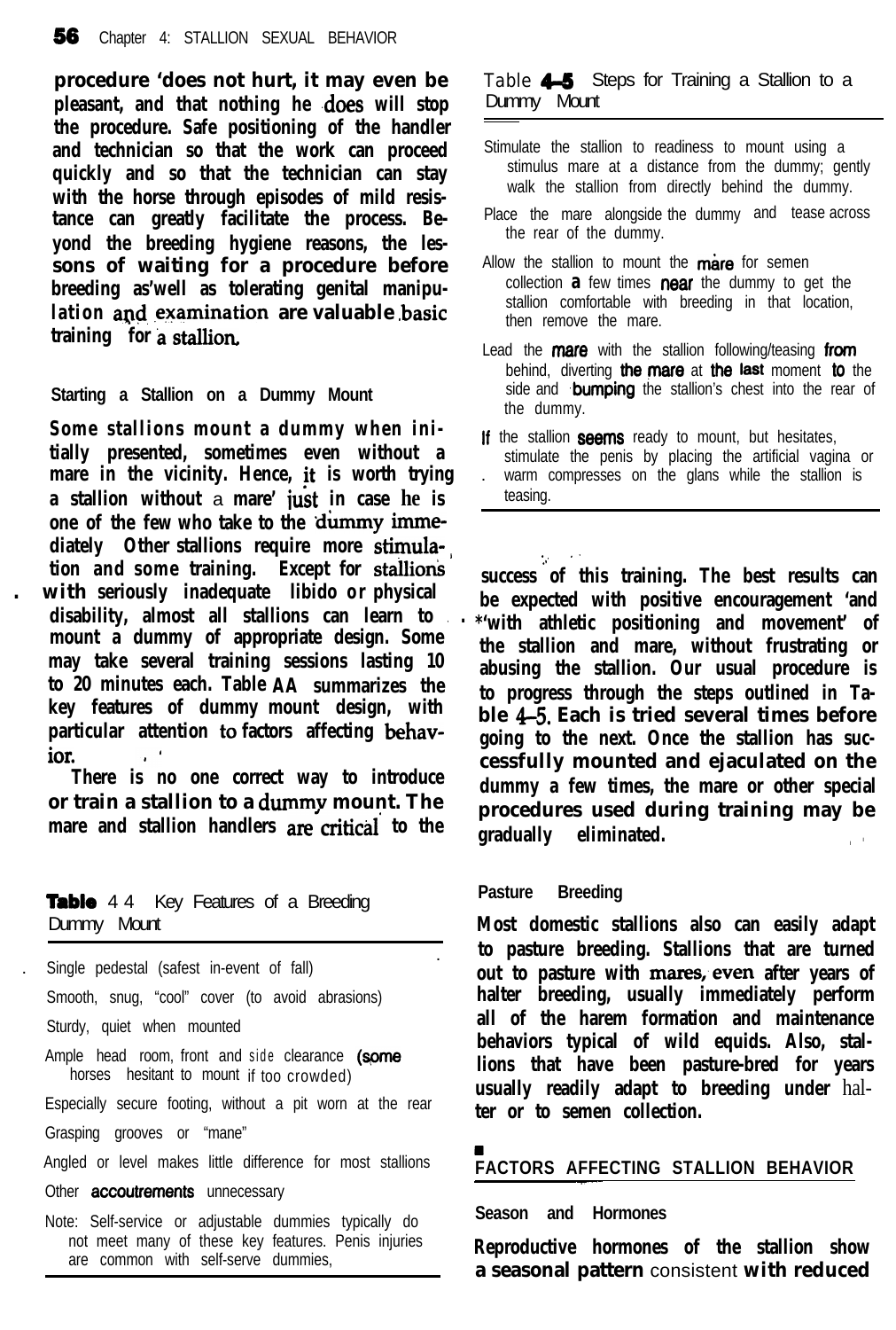procedure does not hurt, it may even be pleasant, and that nothing he does will stop the procedure. Safe positioning of the handler and technician so that the work can proceed quickly and so that the technician can stay with the horse through episodes of mild resistance can greatly facilitate the process. Beyond the breeding hygiene reasons, the lessons of waiting for a procedure before breeding as well as tolerating genital manipulation and examination are valuable basic training for a stallion.

### Starting a Stallion on a Dummy Mount

Some stallions mount a dummy when initially presented, sometimes even without a mare in the vicinity. Hence, it is worth trying a stallion without a mare just in case he is one of the few who take to the dummy immediately. Other stallions require more stimulation and some training. Except for stallions with seriously inadequate libido or physical disability, almost all stallions can learn to mount a dummy of appropriate design. Some may take several training sessions lasting 10 to 20 minutes each. Table 4-4 summarizes the key features of dummy mount design, with particular attention to factors affecting behavior.

There is no one correct way to introduce or train a stallion to a dummy mount. The mare and stallion handlers are critical to the success of this training. The best results can be expected with positive encouragement and with athletic positioning and movement of the stallion and mare, without frustrating or abusing the stallion. Our usual procedure is to progress through the steps outlined in Table 4-5. Each is tried several times before going to the next. Once the stallion has successfully mounted and ejaculated on the dummy a few times, the mare or other special procedures used during training may be gradually eliminated.

**Table 4-4** Key Features of a Breeding Dummy Mount

| |
|---|
| Single pedestal (safest in event of fall) |
| Smooth, snug, "cool" cover (to avoid abrasions) |
| Sturdy, quiet when mounted |
| Ample head room, front and side clearance (some horses hesitant to mount if too crowded) |
| Especially secure footing, without a pit worn at the rear |
| Grasping grooves or "mane" |
| Angled or level makes little difference for most stallions |
| Other accoutrements unnecessary |

Note: Self-service or adjustable dummies typically do not meet many of these key features. Penis injuries are common with self-serve dummies.

**Table 4-5** Steps for Training a Stallion to a Dummy Mount

| |
|---|
| Stimulate the stallion to readiness to mount using a stimulus mare at a distance from the dummy; gently walk the stallion from directly behind the dummy. |
| Place the mare alongside the dummy and tease across the rear of the dummy. |
| Allow the stallion to mount the mare for semen collection a few times near the dummy to get the stallion comfortable with breeding in that location, then remove the mare. |
| Lead the mare with the stallion following/teasing from behind, diverting the mare at the last moment to the side and bumping the stallion's chest into the rear of the dummy. |
| If the stallion seems ready to mount, but hesitates, stimulate the penis by placing the artificial vagina or warm compresses on the glans while the stallion is teasing. |

### Pasture Breeding

Most domestic stallions also can easily adapt to pasture breeding. Stallions that are turned out to pasture with mares, even after years of halter breeding, usually immediately perform all of the harem formation and maintenance behaviors typical of wild equids. Also, stallions that have been pasture-bred for years usually readily adapt to breeding under halter or to semen collection.

## FACTORS AFFECTING STALLION BEHAVIOR

### Season and Hormones

Reproductive hormones of the stallion show a seasonal pattern consistent with reduced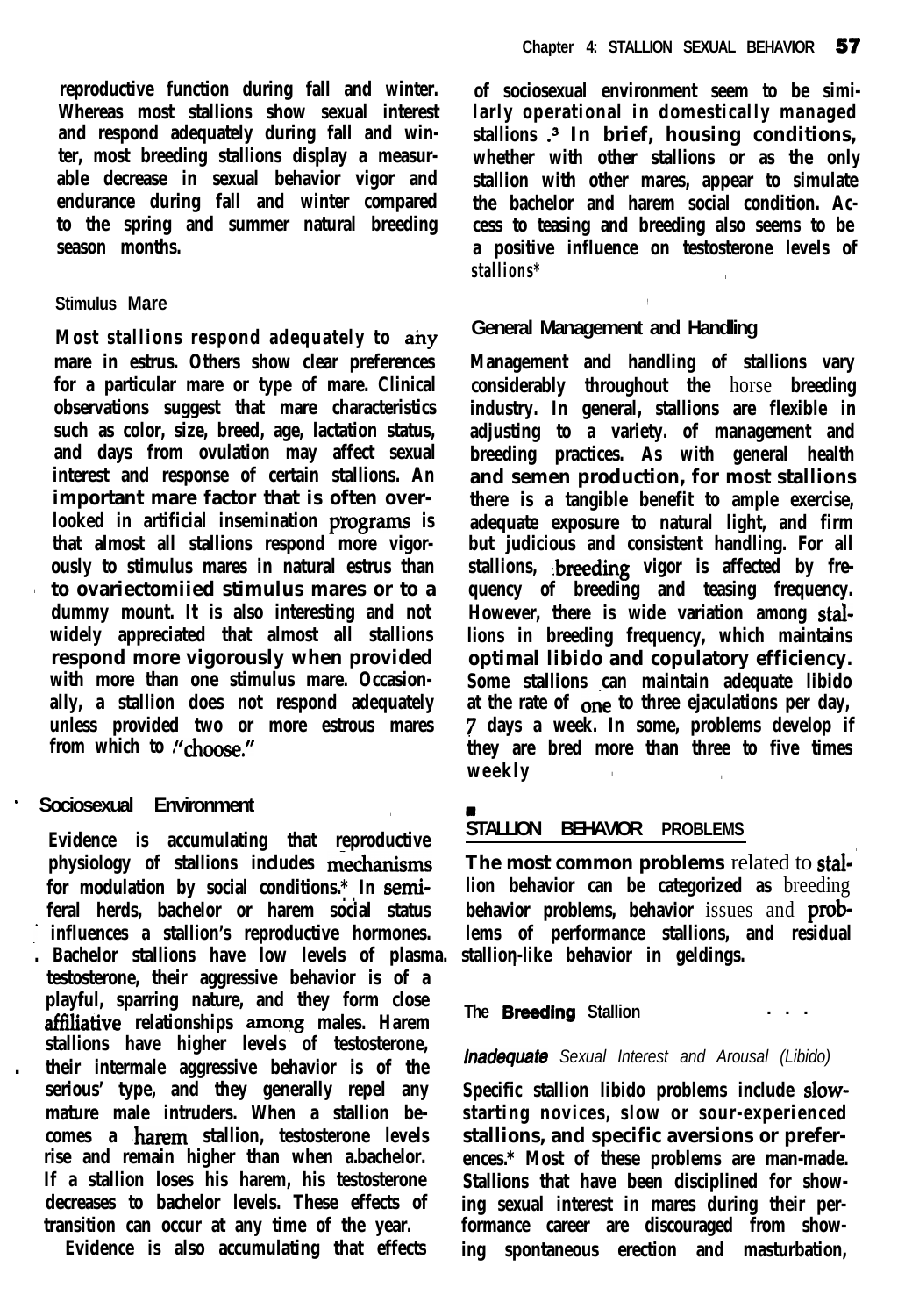reproductive function during fall and winter. Whereas most stallions show sexual interest and respond adequately during fall and winter, most breeding stallions display a measurable decrease in sexual behavior vigor and endurance during fall and winter compared to the spring and summer natural breeding season months.

### Stimulus Mare

Most stallions respond adequately to any mare in estrus. Others show clear preferences for a particular mare or type of mare. Clinical observations suggest that mare characteristics such as color, size, breed, age, lactation status, and days from ovulation may affect sexual interest and response of certain stallions. An important mare factor that is often overlooked in artificial insemination programs is that almost all stallions respond more vigorously to stimulus mares in natural estrus than to ovariectomiied stimulus mares or to a dummy mount. It is also interesting and not widely appreciated that almost all stallions respond more vigorously when provided with more than one stimulus mare. Occasionally, a stallion does not respond adequately unless provided two or more estrous mares from which to "choose."

### Sociosexual Environment

Evidence is accumulating that reproductive physiology of stallions includes mechanisms for modulation by social conditions.* In semiferal herds, bachelor or harem social status influences a stallion's reproductive hormones. Bachelor stallions have low levels of plasma testosterone, their aggressive behavior is of a playful, sparring nature, and they form close affiliative relationships among males. Harem stallions have higher levels of testosterone, their intermale aggressive behavior is of the serious' type, and they generally repel any mature male intruders. When a stallion becomes a harem stallion, testosterone levels rise and remain higher than when a bachelor. If a stallion loses his harem, his testosterone decreases to bachelor levels. These effects of transition can occur at any time of the year.

Evidence is also accumulating that effects of sociosexual environment seem to be similarly operational in domestically managed stallions.[3] In brief, housing conditions, whether with other stallions or as the only stallion with other mares, appear to simulate the bachelor and harem social condition. Access to teasing and breeding also seems to be a positive influence on testosterone levels of stallions*

### General Management and Handling

Management and handling of stallions vary considerably throughout the horse breeding industry. In general, stallions are flexible in adjusting to a variety of management and breeding practices. As with general health and semen production, for most stallions there is a tangible benefit to ample exercise, adequate exposure to natural light, and firm but judicious and consistent handling. For all stallions, breeding vigor is affected by frequency of breeding and teasing frequency. However, there is wide variation among stallions in breeding frequency, which maintains optimal libido and copulatory efficiency. Some stallions can maintain adequate libido at the rate of one to three ejaculations per day, 7 days a week. In some, problems develop if they are bred more than three to five times weekly

## STALLION BEHAVIOR PROBLEMS

The most common problems related to stallion behavior can be categorized as breeding behavior problems, behavior issues and problems of performance stallions, and residual stallion-like behavior in geldings.

### The Breeding Stallion

#### *Inadequate Sexual Interest and Arousal (Libido)*

Specific stallion libido problems include slow-starting novices, slow or sour-experienced stallions, and specific aversions or preferences.* Most of these problems are man-made. Stallions that have been disciplined for showing sexual interest in mares during their performance career are discouraged from showing spontaneous erection and masturbation,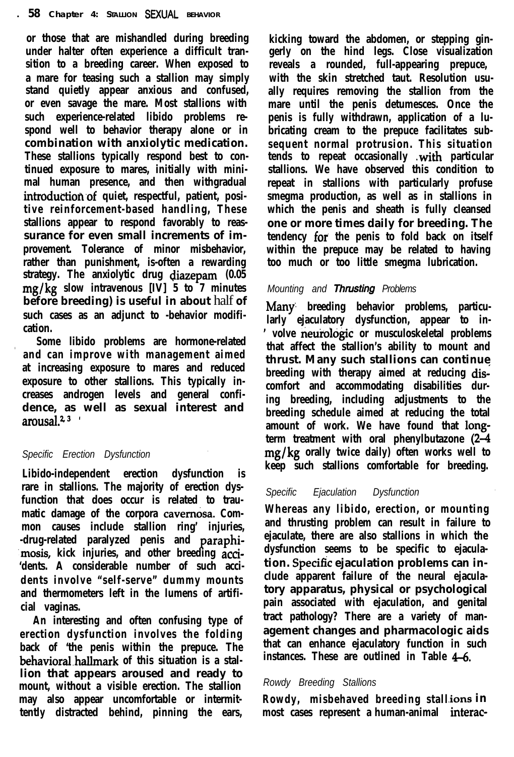or those that are mishandled during breeding under halter often experience a difficult transition to a breeding career. When exposed to a mare for teasing such a stallion may simply stand quietly appear anxious and confused, or even savage the mare. Most stallions with such experience-related libido problems respond well to behavior therapy alone or in combination with anxiolytic medication. These stallions typically respond best to continued exposure to mares, initially with minimal human presence, and then withgradual introduction of quiet, respectful, patient, positive reinforcement-based handling, These stallions appear to respond favorably to reassurance for even small increments of improvement. Tolerance of minor misbehavior, rather than punishment, is-often a rewarding strategy. The anxiolytic drug diazepam (0.05 mg/kg slow intravenous [IV] 5 to 7 minutes before breeding) is useful in about half of such cases as an adjunct to -behavior modification.

Some libido problems are hormone-related and can improve with management aimed at increasing exposure to mares and reduced exposure to other stallions. This typically increases androgen levels and general confidence, as well as sexual interest and arousal.[2,3]

### Specific Erection Dysfunction

Libido-independent erection dysfunction is rare in stallions. The majority of erection dysfunction that does occur is related to traumatic damage of the corpora cavernosa. Common causes include stallion ring' injuries, -drug-related paralyzed penis and paraphimosis, kick injuries, and other breeding accidents. A considerable number of such accidents involve "self-serve" dummy mounts and thermometers left in the lumens of artificial vaginas.

An interesting and often confusing type of erection dysfunction involves the folding back of "the penis within the prepuce. The behavioral hallmark of this situation is a stallion that appears aroused and ready to mount, without a visible erection. The stallion may also appear uncomfortable or intermittently distracted behind, pinning the ears, kicking toward the abdomen, or stepping gingerly on the hind legs. Close visualization reveals a rounded, full-appearing prepuce, with the skin stretched taut. Resolution usually requires removing the stallion from the mare until the penis detumesces. Once the penis is fully withdrawn, application of a lubricating cream to the prepuce facilitates subsequent normal protrusion. This situation tends to repeat occasionally with particular stallions. We have observed this condition to repeat in stallions with particularly profuse smegma production, as well as in stallions in which the penis and sheath is fully cleansed one or more times daily for breeding. The tendency for the penis to fold back on itself within the prepuce may be related to having too much or too little smegma lubrication.

### Mounting and Thrusting Problems

Many breeding behavior problems, particularly ejaculatory dysfunction, appear to involve neurologic or musculoskeletal problems that affect the stallion's ability to mount and thrust. Many such stallions can continue breeding with therapy aimed at reducing discomfort and accommodating disabilities during breeding, including adjustments to the breeding schedule aimed at reducing the total amount of work. We have found that long-term treatment with oral phenylbutazone (2–4 mg/kg orally twice daily) often works well to keep such stallions comfortable for breeding.

### Specific Ejaculation Dysfunction

Whereas any libido, erection, or mounting and thrusting problem can result in failure to ejaculate, there are also stallions in which the dysfunction seems to be specific to ejaculation. Specific ejaculation problems can include apparent failure of the neural ejaculatory apparatus, physical or psychological pain associated with ejaculation, and genital tract pathology? There are a variety of management changes and pharmacologic aids that can enhance ejaculatory function in such instances. These are outlined in Table 4–6.

### Rowdy Breeding Stallions

Rowdy, misbehaved breeding stallions in most cases represent a human-animal interac-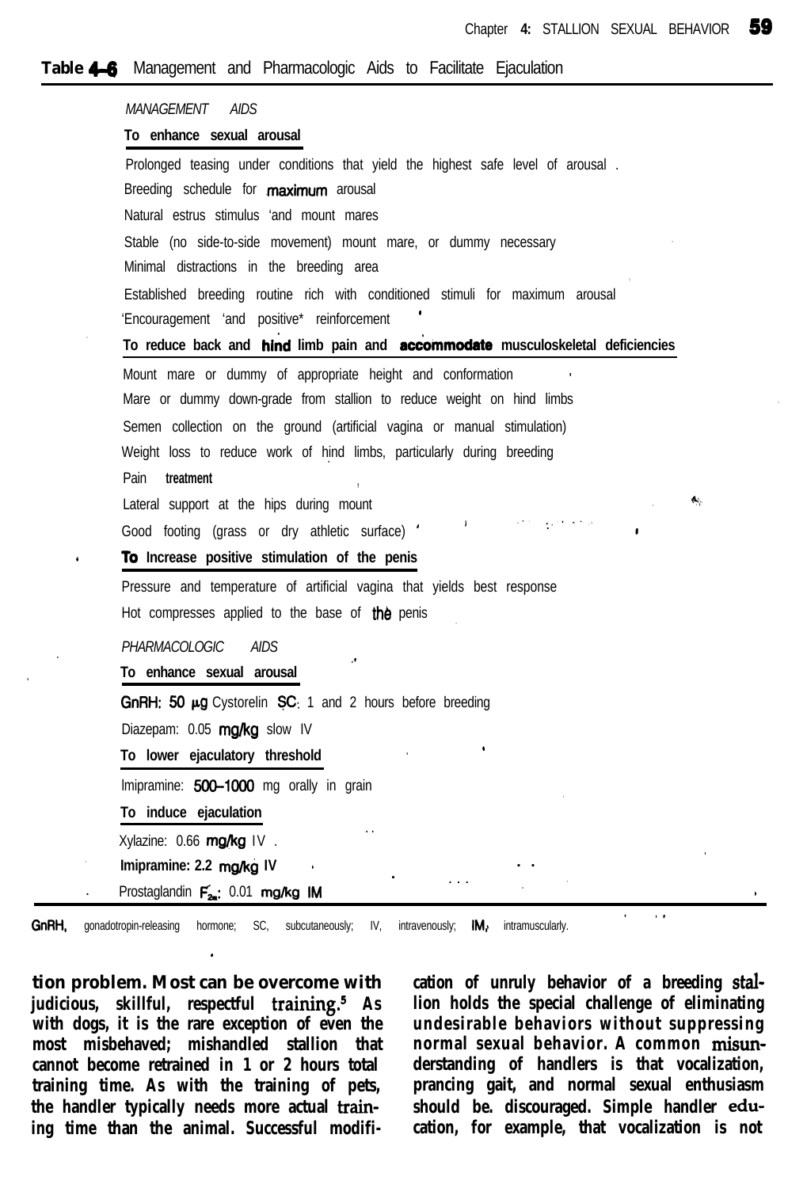**Table 4-6** Management and Pharmacologic Aids to Facilitate Ejaculation

| |
|---|
| *MANAGEMENT AIDS* |
| **To enhance sexual arousal** |
| Prolonged teasing under conditions that yield the highest safe level of arousal |
| Breeding schedule for maximum arousal |
| Natural estrus stimulus and mount mares |
| Stable (no side-to-side movement) mount mare, or dummy necessary |
| Minimal distractions in the breeding area |
| Established breeding routine rich with conditioned stimuli for maximum arousal |
| Encouragement and positive reinforcement |
| **To reduce back and hind limb pain and accommodate musculoskeletal deficiencies** |
| Mount mare or dummy of appropriate height and conformation |
| Mare or dummy down-grade from stallion to reduce weight on hind limbs |
| Semen collection on the ground (artificial vagina or manual stimulation) |
| Weight loss to reduce work of hind limbs, particularly during breeding |
| Pain treatment |
| Lateral support at the hips during mount |
| Good footing (grass or dry athletic surface) |
| **To increase positive stimulation of the penis** |
| Pressure and temperature of artificial vagina that yields best response |
| Hot compresses applied to the base of the penis |
| *PHARMACOLOGIC AIDS* |
| **To enhance sexual arousal** |
| GnRH: 50 μg Cystorelin SC; 1 and 2 hours before breeding |
| Diazepam: 0.05 mg/kg slow IV |
| **To lower ejaculatory threshold** |
| Imipramine: 500–1000 mg orally in grain |
| **To induce ejaculation** |
| Xylazine: 0.66 mg/kg IV |
| Imipramine: 2.2 mg/kg IV |
| Prostaglandin $F_{2\alpha}$: 0.01 mg/kg IM |

GnRH, gonadotropin-releasing hormone; SC, subcutaneously; IV, intravenously; IM, intramuscularly.

tion problem. Most can be overcome with judicious, skillful, respectful training.[5] As with dogs, it is the rare exception of even the most misbehaved; mishandled stallion that cannot become retrained in 1 or 2 hours total training time. As with the training of pets, the handler typically needs more actual training time than the animal. Successful modification of unruly behavior of a breeding stallion holds the special challenge of eliminating undesirable behaviors without suppressing normal sexual behavior. A common misunderstanding of handlers is that vocalization, prancing gait, and normal sexual enthusiasm should be. discouraged. Simple handler education, for example, that vocalization is not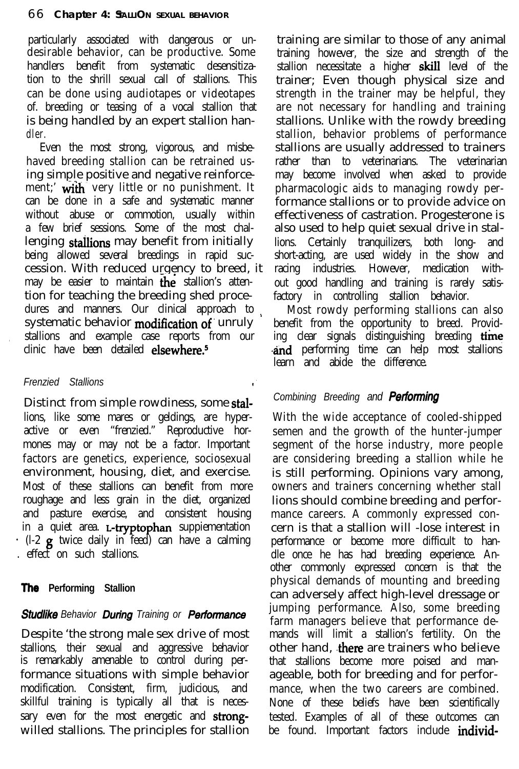particularly associated with dangerous or undesirable behavior, can be productive. Some handlers benefit from systematic desensitization to the shrill sexual call of stallions. This can be done using audiotapes or videotapes of. breeding or teasing of a vocal stallion that is being handled by an expert stallion handler.

Even the most strong, vigorous, and misbehaved breeding stallion can be retrained using simple positive and negative reinforcement;' with very little or no punishment. It can be done in a safe and systematic manner without abuse or commotion, usually within a few brief sessions. Some of the most challenging stallions may benefit from initially being allowed several breedings in rapid succession. With reduced urgency to breed, it may be easier to maintain the stallion's attention for teaching the breeding shed procedures and manners. Our clinical approach to systematic behavior modification of unruly stallions and example case reports from our clinic have been detailed elsewhere.[5]

### *Frenzied Stallions*

Distinct from simple rowdiness, some stallions, like some mares or geldings, are hyperactive or even "frenzied." Reproductive hormones may or may not be a factor. Important factors are genetics, experience, sociosexual environment, housing, diet, and exercise. Most of these stallions can benefit from more roughage and less grain in the diet, organized and pasture exercise, and consistent housing in a quiet area. L-tryptophan suppiementation (l-2 g twice daily in feed) can have a calming effect on such stallions.

## The Performing Stallion

### *Studlike Behavior During Training or Performance*

Despite the strong male sex drive of most stallions, their sexual and aggressive behavior is remarkably amenable to control during performance situations with simple behavior modification. Consistent, firm, judicious, and skillful training is typically all that is necessary even for the most energetic and strong-willed stallions. The principles for stallion training are similar to those of any animal training however, the size and strength of the stallion necessitate a higher skill level of the trainer; Even though physical size and strength in the trainer may be helpful, they are not necessary for handling and training stallions. Unlike with the rowdy breeding stallion, behavior problems of performance stallions are usually addressed to trainers rather than to veterinarians. The veterinarian may become involved when asked to provide pharmacologic aids to managing rowdy performance stallions or to provide advice on effectiveness of castration. Progesterone is also used to help quiet sexual drive in stallions. Certainly tranquilizers, both long- and short-acting, are used widely in the show and racing industries. However, medication without good handling and training is rarely satisfactory in controlling stallion behavior.

Most rowdy performing stallions can also benefit from the opportunity to breed. Providing clear signals distinguishing breeding time and performing time can help most stallions learn and abide the difference.

### *Combining Breeding and Performing*

With the wide acceptance of cooled-shipped semen and the growth of the hunter-jumper segment of the horse industry, more people are considering breeding a stallion while he is still performing. Opinions vary among, owners and trainers concerning whether stall lions should combine breeding and performance careers. A commonly expressed concern is that a stallion will lose interest in performance or become more difficult to handle once he has had breeding experience. Another commonly expressed concern is that the physical demands of mounting and breeding can adversely affect high-level dressage or jumping performance. Also, some breeding farm managers believe that performance demands will limit a stallion's fertility. On the other hand, there are trainers who believe that stallions become more poised and manageable, both for breeding and for performance, when the two careers are combined. None of these beliefs have been scientifically tested. Examples of all of these outcomes can be found. Important factors include individ-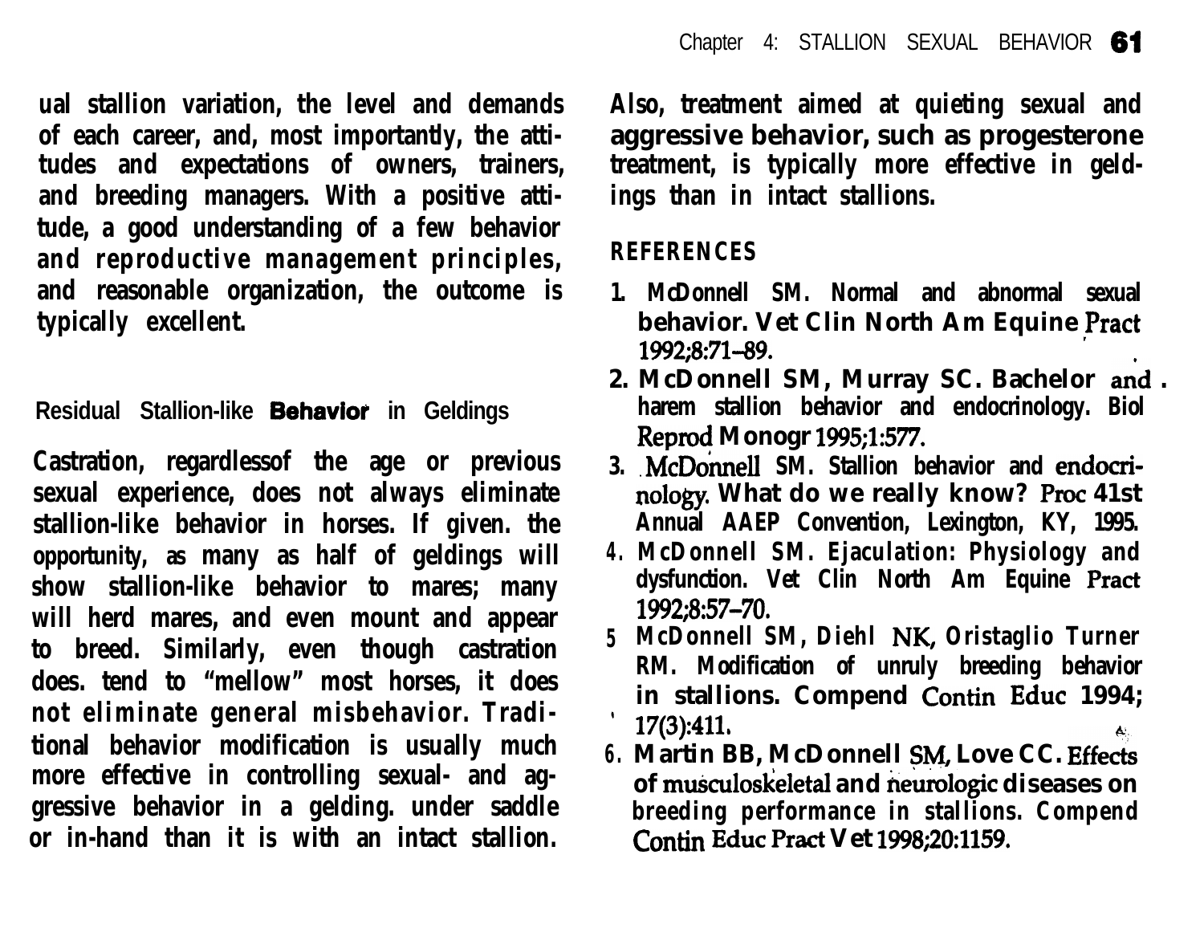ual stallion variation, the level and demands of each career, and, most importantly, the attitudes and expectations of owners, trainers, and breeding managers. With a positive attitude, a good understanding of a few behavior and reproductive management principles, and reasonable organization, the outcome is typically excellent.

### Residual Stallion-like Behavior in Geldings

Castration, regardlessof the age or previous sexual experience, does not always eliminate stallion-like behavior in horses. If given. the opportunity, as many as half of geldings will show stallion-like behavior to mares; many will herd mares, and even mount and appear to breed. Similarly, even though castration does. tend to "mellow" most horses, it does not eliminate general misbehavior. Traditional behavior modification is usually much more effective in controlling sexual- and aggressive behavior in a gelding. under saddle or in-hand than it is with an intact stallion. Also, treatment aimed at quieting sexual and aggressive behavior, such as progesterone treatment, is typically more effective in geldings than in intact stallions.

## REFERENCES

1. McDonnell SM. Normal and abnormal sexual behavior. Vet Clin North Am Equine Pract 1992;8:71–89.
2. McDonnell SM, Murray SC. Bachelor and harem stallion behavior and endocrinology. Biol Reprod Monogr 1995;1:577.
3. McDonnell SM. Stallion behavior and endocrinology. What do we really know? Proc 41st Annual AAEP Convention, Lexington, KY, 1995.
4. McDonnell SM. Ejaculation: Physiology and dysfunction. Vet Clin North Am Equine Pract 1992;8:57–70.
5. McDonnell SM, Diehl NK, Oristaglio Turner RM. Modification of unruly breeding behavior in stallions. Compend Contin Educ 1994; 17(3):411.
6. Martin BB, McDonnell SM, Love CC. Effects of musculoskeletal and neurologic diseases on breeding performance in stallions. Compend Contin Educ Pract Vet 1998;20:1159.